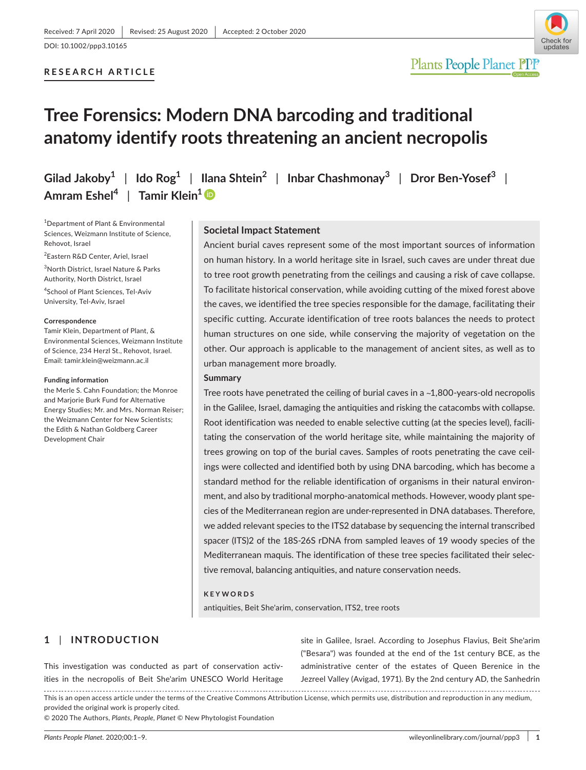Received: 7 April 2020 | Revised: 25 August 2020 | Accepted: 2 October 2020

DOI: 10.1002/ppp3.10165

**RESEARCH ARTICLE**

# Tree Forensics: Modern DNA barcoding and traditional anatomy identify roots threatening an ancient necropolis

**Gilad Jakoby[1] | Ido Rog[1] | Ilana Shtein[2] | Inbar Chashmonay[3] | Dror Ben-Yosef[3] | Amram Eshel[4] | Tamir Klein[1]**

[1]Department of Plant & Environmental Sciences, Weizmann Institute of Science, Rehovot, Israel

[2]Eastern R&D Center, Ariel, Israel

[3]North District, Israel Nature & Parks Authority, North District, Israel

[4]School of Plant Sciences, Tel-Aviv University, Tel-Aviv, Israel

**Correspondence**

Tamir Klein, Department of Plant, & Environmental Sciences, Weizmann Institute of Science, 234 Herzl St., Rehovot, Israel.
Email: tamir.klein@weizmann.ac.il

**Funding information**

the Merle S. Cahn Foundation; the Monroe and Marjorie Burk Fund for Alternative Energy Studies; Mr. and Mrs. Norman Reiser; the Weizmann Center for New Scientists; the Edith & Nathan Goldberg Career Development Chair

## Societal Impact Statement

Ancient burial caves represent some of the most important sources of information on human history. In a world heritage site in Israel, such caves are under threat due to tree root growth penetrating from the ceilings and causing a risk of cave collapse. To facilitate historical conservation, while avoiding cutting of the mixed forest above the caves, we identified the tree species responsible for the damage, facilitating their specific cutting. Accurate identification of tree roots balances the needs to protect human structures on one side, while conserving the majority of vegetation on the other. Our approach is applicable to the management of ancient sites, as well as to urban management more broadly.

## Summary

Tree roots have penetrated the ceiling of burial caves in a ~1,800-years-old necropolis in the Galilee, Israel, damaging the antiquities and risking the catacombs with collapse. Root identification was needed to enable selective cutting (at the species level), facilitating the conservation of the world heritage site, while maintaining the majority of trees growing on top of the burial caves. Samples of roots penetrating the cave ceilings were collected and identified both by using DNA barcoding, which has become a standard method for the reliable identification of organisms in their natural environment, and also by traditional morpho-anatomical methods. However, woody plant species of the Mediterranean region are under-represented in DNA databases. Therefore, we added relevant species to the ITS2 database by sequencing the internal transcribed spacer (ITS)2 of the 18S-26S rDNA from sampled leaves of 19 woody species of the Mediterranean maquis. The identification of these tree species facilitated their selective removal, balancing antiquities, and nature conservation needs.

**KEYWORDS**

antiquities, Beit She'arim, conservation, ITS2, tree roots

## 1 | INTRODUCTION

This investigation was conducted as part of conservation activities in the necropolis of Beit She'arim UNESCO World Heritage site in Galilee, Israel. According to Josephus Flavius, Beit She'arim ("Besara") was founded at the end of the 1st century BCE, as the administrative center of the estates of Queen Berenice in the Jezreel Valley (Avigad, 1971). By the 2nd century AD, the Sanhedrin

This is an open access article under the terms of the Creative Commons Attribution License, which permits use, distribution and reproduction in any medium, provided the original work is properly cited.
© 2020 The Authors, *Plants, People, Planet* © New Phytologist Foundation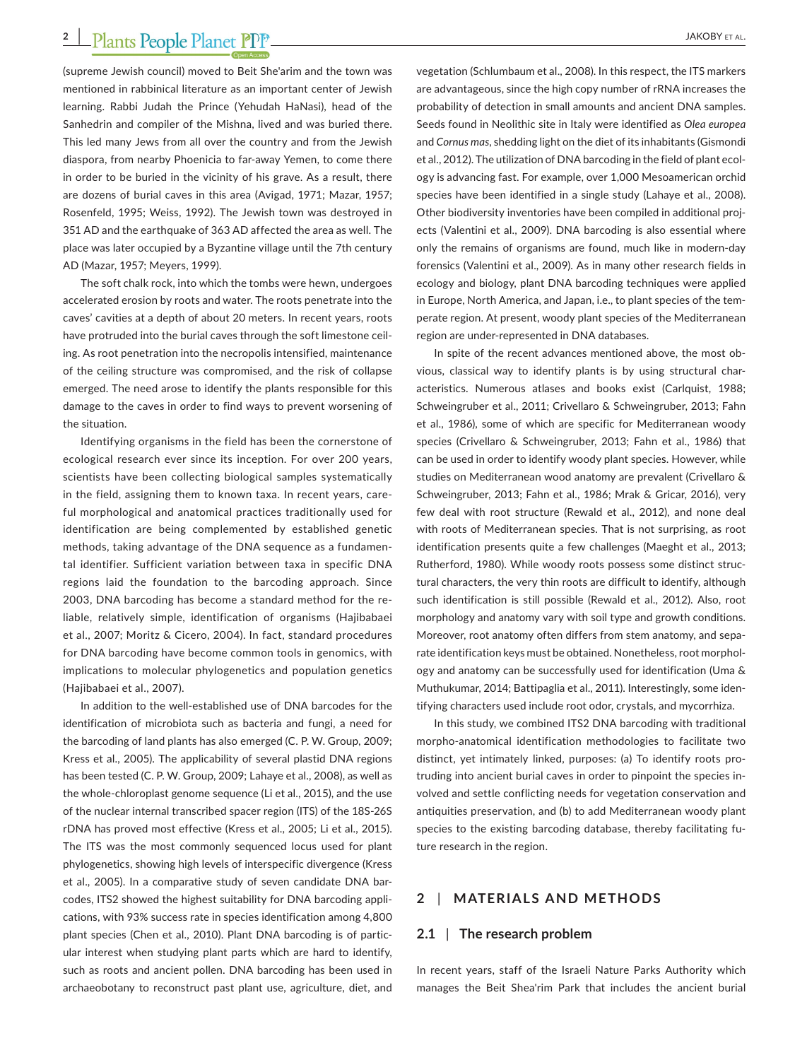(supreme Jewish council) moved to Beit She'arim and the town was mentioned in rabbinical literature as an important center of Jewish learning. Rabbi Judah the Prince (Yehudah HaNasi), head of the Sanhedrin and compiler of the Mishna, lived and was buried there. This led many Jews from all over the country and from the Jewish diaspora, from nearby Phoenicia to far-away Yemen, to come there in order to be buried in the vicinity of his grave. As a result, there are dozens of burial caves in this area (Avigad, 1971; Mazar, 1957; Rosenfeld, 1995; Weiss, 1992). The Jewish town was destroyed in 351 AD and the earthquake of 363 AD affected the area as well. The place was later occupied by a Byzantine village until the 7th century AD (Mazar, 1957; Meyers, 1999).

The soft chalk rock, into which the tombs were hewn, undergoes accelerated erosion by roots and water. The roots penetrate into the caves' cavities at a depth of about 20 meters. In recent years, roots have protruded into the burial caves through the soft limestone ceiling. As root penetration into the necropolis intensified, maintenance of the ceiling structure was compromised, and the risk of collapse emerged. The need arose to identify the plants responsible for this damage to the caves in order to find ways to prevent worsening of the situation.

Identifying organisms in the field has been the cornerstone of ecological research ever since its inception. For over 200 years, scientists have been collecting biological samples systematically in the field, assigning them to known taxa. In recent years, careful morphological and anatomical practices traditionally used for identification are being complemented by established genetic methods, taking advantage of the DNA sequence as a fundamental identifier. Sufficient variation between taxa in specific DNA regions laid the foundation to the barcoding approach. Since 2003, DNA barcoding has become a standard method for the reliable, relatively simple, identification of organisms (Hajibabaei et al., 2007; Moritz & Cicero, 2004). In fact, standard procedures for DNA barcoding have become common tools in genomics, with implications to molecular phylogenetics and population genetics (Hajibabaei et al., 2007).

In addition to the well-established use of DNA barcodes for the identification of microbiota such as bacteria and fungi, a need for the barcoding of land plants has also emerged (C. P. W. Group, 2009; Kress et al., 2005). The applicability of several plastid DNA regions has been tested (C. P. W. Group, 2009; Lahaye et al., 2008), as well as the whole-chloroplast genome sequence (Li et al., 2015), and the use of the nuclear internal transcribed spacer region (ITS) of the 18S-26S rDNA has proved most effective (Kress et al., 2005; Li et al., 2015). The ITS was the most commonly sequenced locus used for plant phylogenetics, showing high levels of interspecific divergence (Kress et al., 2005). In a comparative study of seven candidate DNA barcodes, ITS2 showed the highest suitability for DNA barcoding applications, with 93% success rate in species identification among 4,800 plant species (Chen et al., 2010). Plant DNA barcoding is of particular interest when studying plant parts which are hard to identify, such as roots and ancient pollen. DNA barcoding has been used in archaeobotany to reconstruct past plant use, agriculture, diet, and vegetation (Schlumbaum et al., 2008). In this respect, the ITS markers are advantageous, since the high copy number of rRNA increases the probability of detection in small amounts and ancient DNA samples. Seeds found in Neolithic site in Italy were identified as *Olea europea* and *Cornus mas*, shedding light on the diet of its inhabitants (Gismondi et al., 2012). The utilization of DNA barcoding in the field of plant ecology is advancing fast. For example, over 1,000 Mesoamerican orchid species have been identified in a single study (Lahaye et al., 2008). Other biodiversity inventories have been compiled in additional projects (Valentini et al., 2009). DNA barcoding is also essential where only the remains of organisms are found, much like in modern-day forensics (Valentini et al., 2009). As in many other research fields in ecology and biology, plant DNA barcoding techniques were applied in Europe, North America, and Japan, i.e., to plant species of the temperate region. At present, woody plant species of the Mediterranean region are under-represented in DNA databases.

In spite of the recent advances mentioned above, the most obvious, classical way to identify plants is by using structural characteristics. Numerous atlases and books exist (Carlquist, 1988; Schweingruber et al., 2011; Crivellaro & Schweingruber, 2013; Fahn et al., 1986), some of which are specific for Mediterranean woody species (Crivellaro & Schweingruber, 2013; Fahn et al., 1986) that can be used in order to identify woody plant species. However, while studies on Mediterranean wood anatomy are prevalent (Crivellaro & Schweingruber, 2013; Fahn et al., 1986; Mrak & Gricar, 2016), very few deal with root structure (Rewald et al., 2012), and none deal with roots of Mediterranean species. That is not surprising, as root identification presents quite a few challenges (Maeght et al., 2013; Rutherford, 1980). While woody roots possess some distinct structural characters, the very thin roots are difficult to identify, although such identification is still possible (Rewald et al., 2012). Also, root morphology and anatomy vary with soil type and growth conditions. Moreover, root anatomy often differs from stem anatomy, and separate identification keys must be obtained. Nonetheless, root morphology and anatomy can be successfully used for identification (Uma & Muthukumar, 2014; Battipaglia et al., 2011). Interestingly, some identifying characters used include root odor, crystals, and mycorrhiza.

In this study, we combined ITS2 DNA barcoding with traditional morpho-anatomical identification methodologies to facilitate two distinct, yet intimately linked, purposes: (a) To identify roots protruding into ancient burial caves in order to pinpoint the species involved and settle conflicting needs for vegetation conservation and antiquities preservation, and (b) to add Mediterranean woody plant species to the existing barcoding database, thereby facilitating future research in the region.

## 2 | MATERIALS AND METHODS

### 2.1 | The research problem

In recent years, staff of the Israeli Nature Parks Authority which manages the Beit Shea'rim Park that includes the ancient burial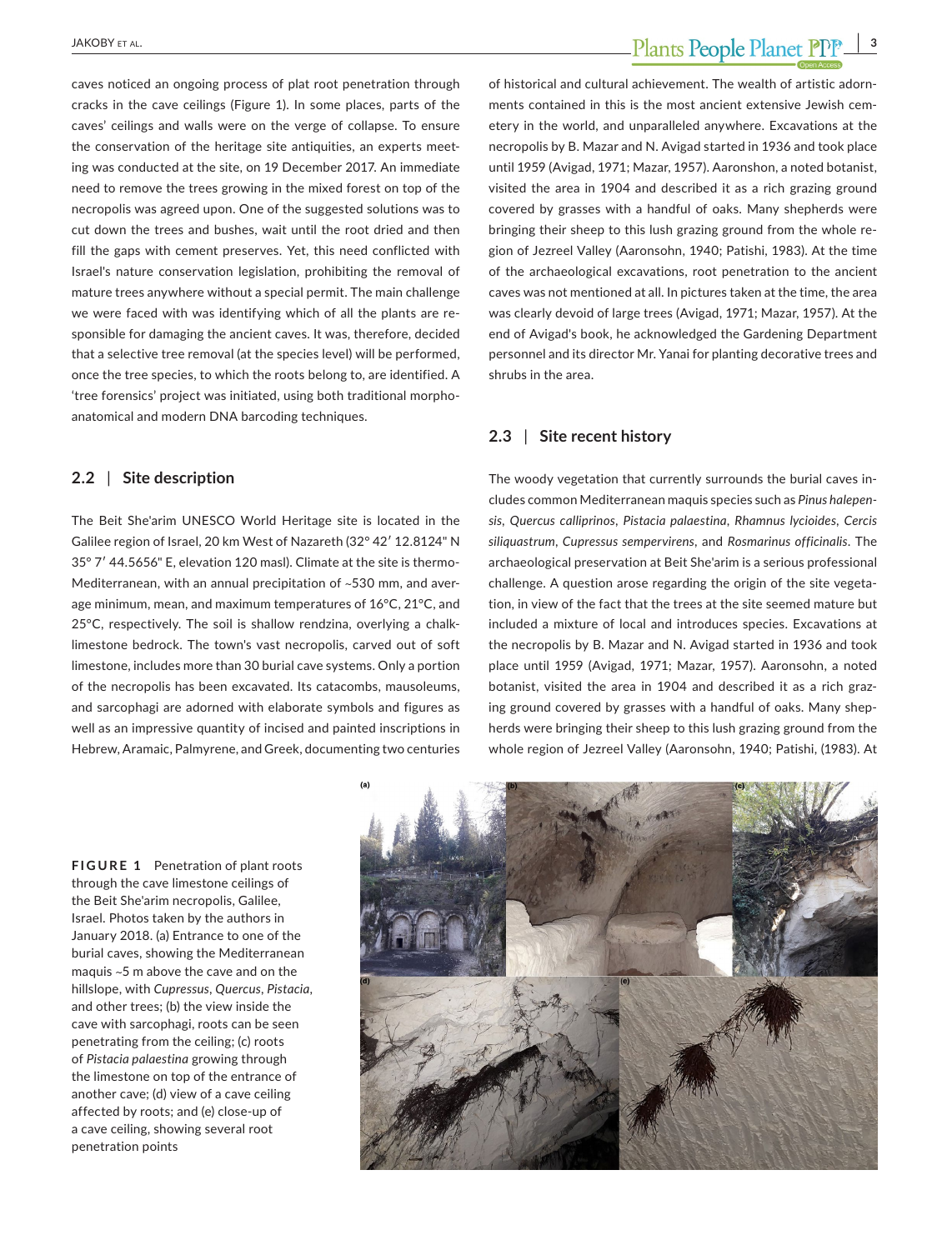caves noticed an ongoing process of plat root penetration through cracks in the cave ceilings (Figure 1). In some places, parts of the caves' ceilings and walls were on the verge of collapse. To ensure the conservation of the heritage site antiquities, an experts meeting was conducted at the site, on 19 December 2017. An immediate need to remove the trees growing in the mixed forest on top of the necropolis was agreed upon. One of the suggested solutions was to cut down the trees and bushes, wait until the root dried and then fill the gaps with cement preserves. Yet, this need conflicted with Israel's nature conservation legislation, prohibiting the removal of mature trees anywhere without a special permit. The main challenge we were faced with was identifying which of all the plants are responsible for damaging the ancient caves. It was, therefore, decided that a selective tree removal (at the species level) will be performed, once the tree species, to which the roots belong to, are identified. A 'tree forensics' project was initiated, using both traditional morpho-anatomical and modern DNA barcoding techniques.

## 2.2 | Site description

The Beit She'arim UNESCO World Heritage site is located in the Galilee region of Israel, 20 km West of Nazareth (32° 42′ 12.8124″ N 35° 7′ 44.5656″ E, elevation 120 masl). Climate at the site is thermo-Mediterranean, with an annual precipitation of ~530 mm, and average minimum, mean, and maximum temperatures of 16°C, 21°C, and 25°C, respectively. The soil is shallow rendzina, overlying a chalk-limestone bedrock. The town's vast necropolis, carved out of soft limestone, includes more than 30 burial cave systems. Only a portion of the necropolis has been excavated. Its catacombs, mausoleums, and sarcophagi are adorned with elaborate symbols and figures as well as an impressive quantity of incised and painted inscriptions in Hebrew, Aramaic, Palmyrene, and Greek, documenting two centuries of historical and cultural achievement. The wealth of artistic adornments contained in this is the most ancient extensive Jewish cemetery in the world, and unparalleled anywhere. Excavations at the necropolis by B. Mazar and N. Avigad started in 1936 and took place until 1959 (Avigad, 1971; Mazar, 1957). Aaronshon, a noted botanist, visited the area in 1904 and described it as a rich grazing ground covered by grasses with a handful of oaks. Many shepherds were bringing their sheep to this lush grazing ground from the whole region of Jezreel Valley (Aaronsohn, 1940; Patishi, 1983). At the time of the archaeological excavations, root penetration to the ancient caves was not mentioned at all. In pictures taken at the time, the area was clearly devoid of large trees (Avigad, 1971; Mazar, 1957). At the end of Avigad's book, he acknowledged the Gardening Department personnel and its director Mr. Yanai for planting decorative trees and shrubs in the area.

## 2.3 | Site recent history

The woody vegetation that currently surrounds the burial caves includes common Mediterranean maquis species such as *Pinus halepensis*, *Quercus calliprinos*, *Pistacia palaestina*, *Rhamnus lycioides*, *Cercis siliquastrum*, *Cupressus sempervirens*, and *Rosmarinus officinalis*. The archaeological preservation at Beit She'arim is a serious professional challenge. A question arose regarding the origin of the site vegetation, in view of the fact that the trees at the site seemed mature but included a mixture of local and introduces species. Excavations at the necropolis by B. Mazar and N. Avigad started in 1936 and took place until 1959 (Avigad, 1971; Mazar, 1957). Aaronsohn, a noted botanist, visited the area in 1904 and described it as a rich grazing ground covered by grasses with a handful of oaks. Many shepherds were bringing their sheep to this lush grazing ground from the whole region of Jezreel Valley (Aaronsohn, 1940; Patishi, (1983). At

**FIGURE 1** Penetration of plant roots through the cave limestone ceilings of the Beit She'arim necropolis, Galilee, Israel. Photos taken by the authors in January 2018. (a) Entrance to one of the burial caves, showing the Mediterranean maquis ~5 m above the cave and on the hillslope, with *Cupressus*, *Quercus*, *Pistacia*, and other trees; (b) the view inside the cave with sarcophagi, roots can be seen penetrating from the ceiling; (c) roots of *Pistacia palaestina* growing through the limestone on top of the entrance of another cave; (d) view of a cave ceiling affected by roots; and (e) close-up of a cave ceiling, showing several root penetration points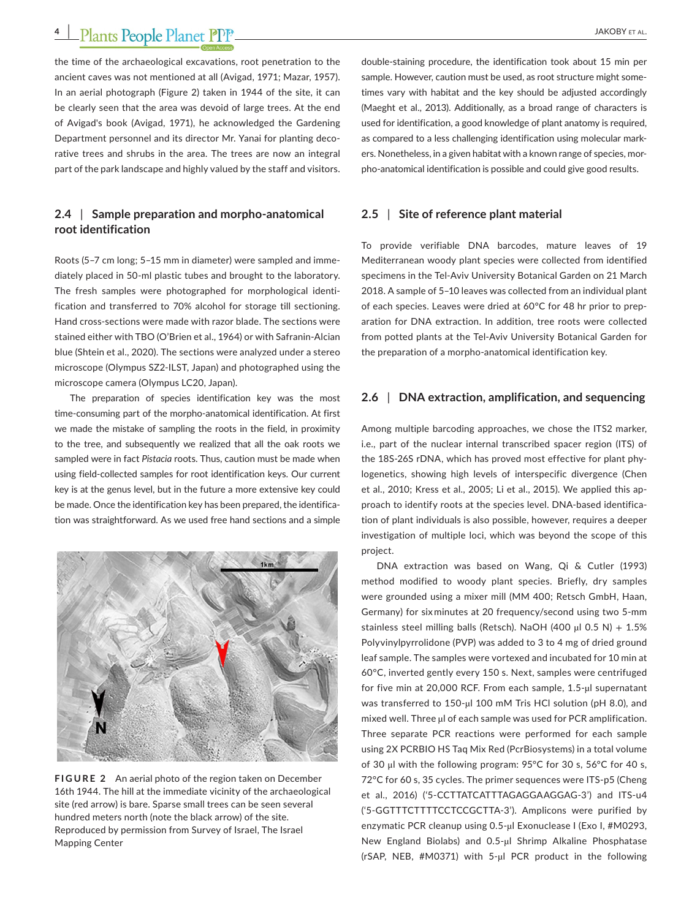the time of the archaeological excavations, root penetration to the ancient caves was not mentioned at all (Avigad, 1971; Mazar, 1957). In an aerial photograph (Figure 2) taken in 1944 of the site, it can be clearly seen that the area was devoid of large trees. At the end of Avigad's book (Avigad, 1971), he acknowledged the Gardening Department personnel and its director Mr. Yanai for planting decorative trees and shrubs in the area. The trees are now an integral part of the park landscape and highly valued by the staff and visitors.

## 2.4 | Sample preparation and morpho-anatomical root identification

Roots (5–7 cm long; 5–15 mm in diameter) were sampled and immediately placed in 50-ml plastic tubes and brought to the laboratory. The fresh samples were photographed for morphological identification and transferred to 70% alcohol for storage till sectioning. Hand cross-sections were made with razor blade. The sections were stained either with TBO (O'Brien et al., 1964) or with Safranin-Alcian blue (Shtein et al., 2020). The sections were analyzed under a stereo microscope (Olympus SZ2-ILST, Japan) and photographed using the microscope camera (Olympus LC20, Japan).

The preparation of species identification key was the most time-consuming part of the morpho-anatomical identification. At first we made the mistake of sampling the roots in the field, in proximity to the tree, and subsequently we realized that all the oak roots we sampled were in fact *Pistacia* roots. Thus, caution must be made when using field-collected samples for root identification keys. Our current key is at the genus level, but in the future a more extensive key could be made. Once the identification key has been prepared, the identification was straightforward. As we used free hand sections and a simple double-staining procedure, the identification took about 15 min per sample. However, caution must be used, as root structure might sometimes vary with habitat and the key should be adjusted accordingly (Maeght et al., 2013). Additionally, as a broad range of characters is used for identification, a good knowledge of plant anatomy is required, as compared to a less challenging identification using molecular markers. Nonetheless, in a given habitat with a known range of species, morpho-anatomical identification is possible and could give good results.

**FIGURE 2** An aerial photo of the region taken on December 16th 1944. The hill at the immediate vicinity of the archaeological site (red arrow) is bare. Sparse small trees can be seen several hundred meters north (note the black arrow) of the site. Reproduced by permission from Survey of Israel, The Israel Mapping Center

## 2.5 | Site of reference plant material

To provide verifiable DNA barcodes, mature leaves of 19 Mediterranean woody plant species were collected from identified specimens in the Tel-Aviv University Botanical Garden on 21 March 2018. A sample of 5–10 leaves was collected from an individual plant of each species. Leaves were dried at 60°C for 48 hr prior to preparation for DNA extraction. In addition, tree roots were collected from potted plants at the Tel-Aviv University Botanical Garden for the preparation of a morpho-anatomical identification key.

## 2.6 | DNA extraction, amplification, and sequencing

Among multiple barcoding approaches, we chose the ITS2 marker, i.e., part of the nuclear internal transcribed spacer region (ITS) of the 18S-26S rDNA, which has proved most effective for plant phylogenetics, showing high levels of interspecific divergence (Chen et al., 2010; Kress et al., 2005; Li et al., 2015). We applied this approach to identify roots at the species level. DNA-based identification of plant individuals is also possible, however, requires a deeper investigation of multiple loci, which was beyond the scope of this project.

DNA extraction was based on Wang, Qi & Cutler (1993) method modified to woody plant species. Briefly, dry samples were grounded using a mixer mill (MM 400; Retsch GmbH, Haan, Germany) for six minutes at 20 frequency/second using two 5-mm stainless steel milling balls (Retsch). NaOH (400 µl 0.5 N) + 1.5% Polyvinylpyrrolidone (PVP) was added to 3 to 4 mg of dried ground leaf sample. The samples were vortexed and incubated for 10 min at 60°C, inverted gently every 150 s. Next, samples were centrifuged for five min at 20,000 RCF. From each sample, 1.5-µl supernatant was transferred to 150-µl 100 mM Tris HCl solution (pH 8.0), and mixed well. Three µl of each sample was used for PCR amplification. Three separate PCR reactions were performed for each sample using 2X PCRBIO HS Taq Mix Red (PcrBiosystems) in a total volume of 30 µl with the following program: 95°C for 30 s, 56°C for 40 s, 72°C for 60 s, 35 cycles. The primer sequences were ITS-p5 (Cheng et al., 2016) ('5-CCTTATCATTTAGAGGAAGGAG-3') and ITS-u4 ('5-GGTTTCTTTTCCTCCGCTTA-3'). Amplicons were purified by enzymatic PCR cleanup using 0.5-µl Exonuclease I (Exo I, #M0293, New England Biolabs) and 0.5-µl Shrimp Alkaline Phosphatase (rSAP, NEB, #M0371) with 5-µl PCR product in the following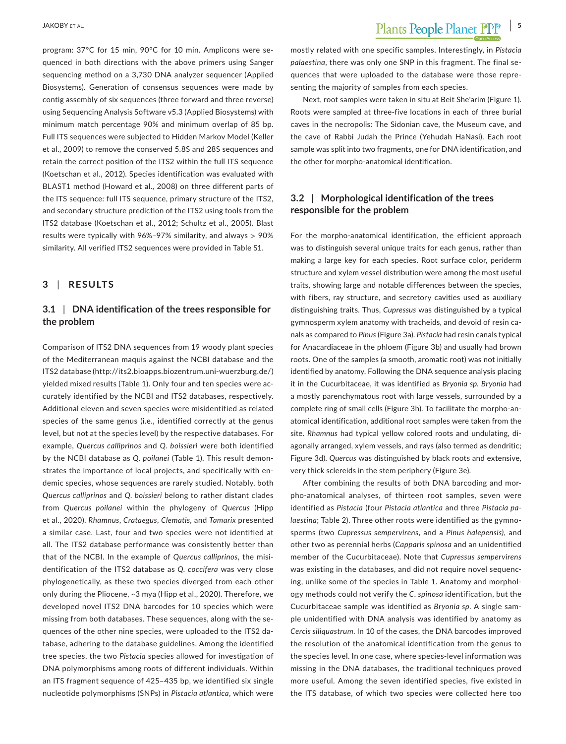program: 37°C for 15 min, 90°C for 10 min. Amplicons were sequenced in both directions with the above primers using Sanger sequencing method on a 3,730 DNA analyzer sequencer (Applied Biosystems). Generation of consensus sequences were made by contig assembly of six sequences (three forward and three reverse) using Sequencing Analysis Software v5.3 (Applied Biosystems) with minimum match percentage 90% and minimum overlap of 85 bp. Full ITS sequences were subjected to Hidden Markov Model (Keller et al., 2009) to remove the conserved 5.8S and 28S sequences and retain the correct position of the ITS2 within the full ITS sequence (Koetschan et al., 2012). Species identification was evaluated with BLAST1 method (Howard et al., 2008) on three different parts of the ITS sequence: full ITS sequence, primary structure of the ITS2, and secondary structure prediction of the ITS2 using tools from the ITS2 database (Koetschan et al., 2012; Schultz et al., 2005). Blast results were typically with 96%–97% similarity, and always > 90% similarity. All verified ITS2 sequences were provided in Table S1.

## 3 | RESULTS

### 3.1 | DNA identification of the trees responsible for the problem

Comparison of ITS2 DNA sequences from 19 woody plant species of the Mediterranean maquis against the NCBI database and the ITS2 database (http://its2.bioapps.biozentrum.uni-wuerzburg.de/) yielded mixed results (Table 1). Only four and ten species were accurately identified by the NCBI and ITS2 databases, respectively. Additional eleven and seven species were misidentified as related species of the same genus (i.e., identified correctly at the genus level, but not at the species level) by the respective databases. For example, *Quercus calliprinos* and *Q. boissieri* were both identified by the NCBI database as *Q. poilanei* (Table 1). This result demonstrates the importance of local projects, and specifically with endemic species, whose sequences are rarely studied. Notably, both *Quercus calliprinos* and *Q. boissieri* belong to rather distant clades from *Quercus poilanei* within the phylogeny of *Quercus* (Hipp et al., 2020). *Rhamnus*, *Crataegus*, *Clematis*, and *Tamarix* presented a similar case. Last, four and two species were not identified at all. The ITS2 database performance was consistently better than that of the NCBI. In the example of *Quercus calliprinos*, the misidentification of the ITS2 database as *Q. coccifera* was very close phylogenetically, as these two species diverged from each other only during the Pliocene, ~3 mya (Hipp et al., 2020). Therefore, we developed novel ITS2 DNA barcodes for 10 species which were missing from both databases. These sequences, along with the sequences of the other nine species, were uploaded to the ITS2 database, adhering to the database guidelines. Among the identified tree species, the two *Pistacia* species allowed for investigation of DNA polymorphisms among roots of different individuals. Within an ITS fragment sequence of 425–435 bp, we identified six single nucleotide polymorphisms (SNPs) in *Pistacia atlantica*, which were mostly related with one specific samples. Interestingly, in *Pistacia palaestina*, there was only one SNP in this fragment. The final sequences that were uploaded to the database were those representing the majority of samples from each species.

Next, root samples were taken in situ at Beit She'arim (Figure 1). Roots were sampled at three-five locations in each of three burial caves in the necropolis: The Sidonian cave, the Museum cave, and the cave of Rabbi Judah the Prince (Yehudah HaNasi). Each root sample was split into two fragments, one for DNA identification, and the other for morpho-anatomical identification.

### 3.2 | Morphological identification of the trees responsible for the problem

For the morpho-anatomical identification, the efficient approach was to distinguish several unique traits for each genus, rather than making a large key for each species. Root surface color, periderm structure and xylem vessel distribution were among the most useful traits, showing large and notable differences between the species, with fibers, ray structure, and secretory cavities used as auxiliary distinguishing traits. Thus, *Cupressus* was distinguished by a typical gymnosperm xylem anatomy with tracheids, and devoid of resin canals as compared to *Pinus* (Figure 3a). *Pistacia* had resin canals typical for Anacardiaceae in the phloem (Figure 3b) and usually had brown roots. One of the samples (a smooth, aromatic root) was not initially identified by anatomy. Following the DNA sequence analysis placing it in the Cucurbitaceae, it was identified as *Bryonia sp*. *Bryonia* had a mostly parenchymatous root with large vessels, surrounded by a complete ring of small cells (Figure 3h). To facilitate the morpho-anatomical identification, additional root samples were taken from the site. *Rhamnus* had typical yellow colored roots and undulating, diagonally arranged, xylem vessels, and rays (also termed as dendritic; Figure 3d). *Quercus* was distinguished by black roots and extensive, very thick sclereids in the stem periphery (Figure 3e).

After combining the results of both DNA barcoding and morpho-anatomical analyses, of thirteen root samples, seven were identified as *Pistacia* (four *Pistacia atlantica* and three *Pistacia palaestina*; Table 2). Three other roots were identified as the gymnosperms (two *Cupressus sempervirens*, and a *Pinus halepensis*), and other two as perennial herbs (*Capparis spinosa* and an unidentified member of the Cucurbitaceae). Note that *Cupressus sempervirens* was existing in the databases, and did not require novel sequencing, unlike some of the species in Table 1. Anatomy and morphology methods could not verify the *C. spinosa* identification, but the Cucurbitaceae sample was identified as *Bryonia sp*. A single sample unidentified with DNA analysis was identified by anatomy as *Cercis siliquastrum*. In 10 of the cases, the DNA barcodes improved the resolution of the anatomical identification from the genus to the species level. In one case, where species-level information was missing in the DNA databases, the traditional techniques proved more useful. Among the seven identified species, five existed in the ITS database, of which two species were collected here too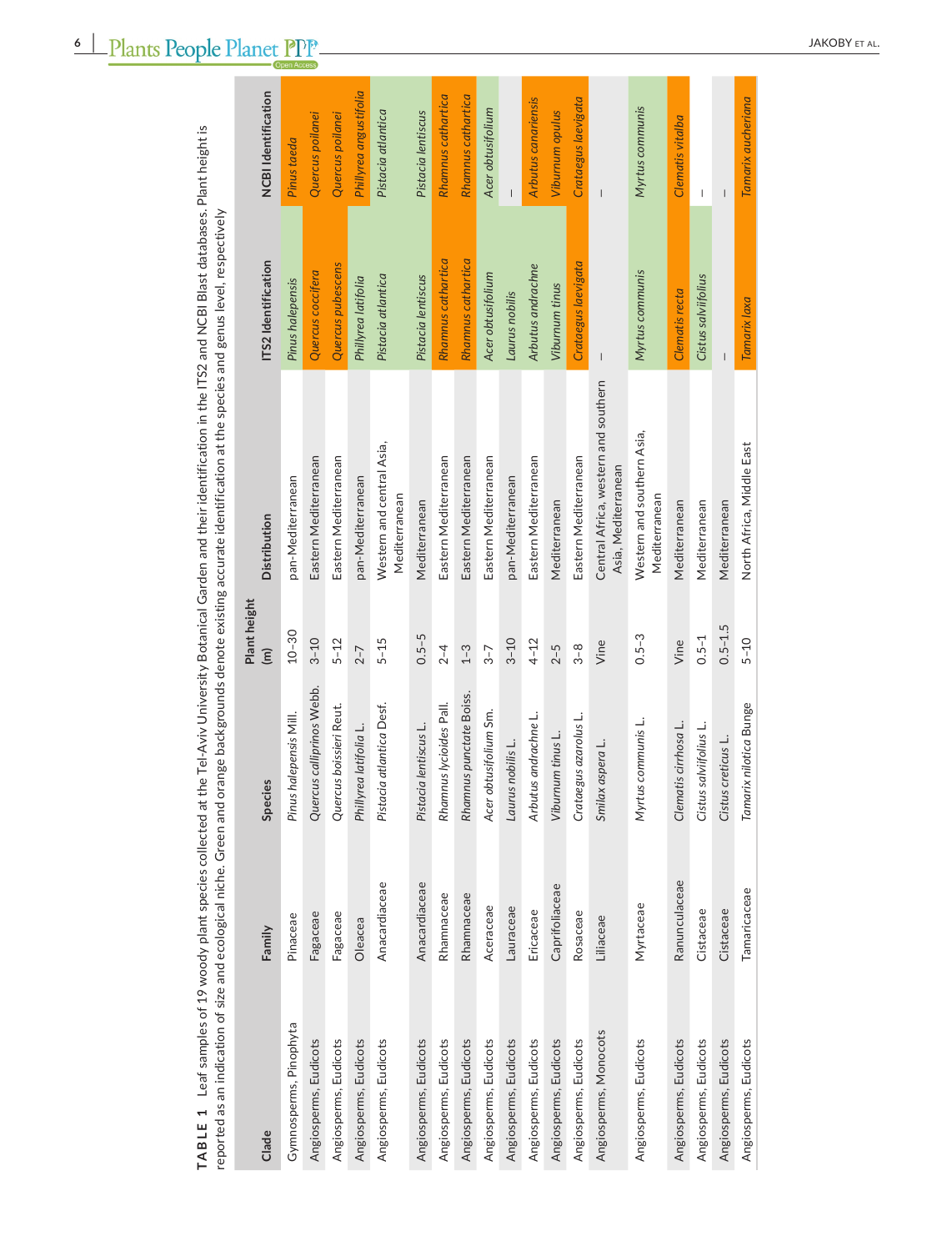**TABLE 1** Leaf samples of 19 woody plant species collected at the Tel-Aviv University Botanical Garden and their identification in the ITS2 and NCBI Blast databases. Plant height is reported as an indication of size and ecological niche. Green and orange backgrounds denote existing accurate identification at the species and genus level, respectively

| Clade | Family | Species | Plant height (m) | Distribution | ITS2 Identification | NCBI Identification |
|---|---|---|---|---|---|---|
| Gymnosperms, Pinophyta | Pinaceae | *Pinus halepensis* Mill. | 10–30 | pan-Mediterranean | *Pinus halepensis* | *Pinus taeda* |
| Angiosperms, Eudicots | Fagaceae | *Quercus calliprinos* Webb. | 3–10 | Eastern Mediterranean | *Quercus coccifera* | *Quercus poilanei* |
| Angiosperms, Eudicots | Fagaceae | *Quercus boissieri* Reut. | 5–12 | Eastern Mediterranean | *Quercus pubescens* | *Quercus poilanei* |
| Angiosperms, Eudicots | Oleacea | *Phillyrea latifolia* L. | 2–7 | pan-Mediterranean | *Phillyrea latifolia* | *Phillyrea angustifolia* |
| Angiosperms, Eudicots | Anacardiaceae | *Pistacia atlantica* Desf. | 5–15 | Western and central Asia, Mediterranean | *Pistacia atlantica* | *Pistacia atlantica* |
| Angiosperms, Eudicots | Anacardiaceae | *Pistacia lentiscus* L. | 0.5–5 | Mediterranean | *Pistacia lentiscus* | *Pistacia lentiscus* |
| Angiosperms, Eudicots | Rhamnaceae | *Rhamnus lycioides* Pall. | 2–4 | Eastern Mediterranean | *Rhamnus cathartica* | *Rhamnus cathartica* |
| Angiosperms, Eudicots | Rhamnaceae | *Rhamnus punctate* Boiss. | 1–3 | Eastern Mediterranean | *Rhamnus cathartica* | *Rhamnus cathartica* |
| Angiosperms, Eudicots | Aceraceae | *Acer obtusifolium* Sm. | 3–7 | Eastern Mediterranean | *Acer obtusifolium* | *Acer obtusifolium* |
| Angiosperms, Eudicots | Lauraceae | *Laurus nobilis* L. | 3–10 | pan-Mediterranean | *Laurus nobilis* | – |
| Angiosperms, Eudicots | Ericaceae | *Arbutus andrachne* L. | 4–12 | Eastern Mediterranean | *Arbutus andrachne* | *Arbutus canariensis* |
| Angiosperms, Eudicots | Caprifoliaceae | *Viburnum tinus* L. | 2–5 | Mediterranean | *Viburnum tinus* | *Viburnum opulus* |
| Angiosperms, Eudicots | Rosaceae | *Crataegus azarolus* L. | 3–8 | Eastern Mediterranean | *Crataegus laevigata* | *Crataegus laevigata* |
| Angiosperms, Monocots | Liliaceae | *Smilax aspera* L. | Vine | Central Africa, western and southern Asia, Mediterranean | – | – |
| Angiosperms, Eudicots | Myrtaceae | *Myrtus communis* L. | 0.5–3 | Western and southern Asia, Mediterranean | *Myrtus communis* | *Myrtus communis* |
| Angiosperms, Eudicots | Ranunculaceae | *Clematis cirrhosa* L. | Vine | Mediterranean | *Clematis recta* | *Clematis vitalba* |
| Angiosperms, Eudicots | Cistaceae | *Cistus salviifolius* L. | 0.5–1 | Mediterranean | *Cistus salvifolius* | – |
| Angiosperms, Eudicots | Cistaceae | *Cistus creticus* L. | 0.5–1.5 | Mediterranean | – | – |
| Angiosperms, Eudicots | Tamaricaceae | *Tamarix nilotica* Bunge | 5–10 | North Africa, Middle East | *Tamarix laxa* | *Tamarix aucheriana* |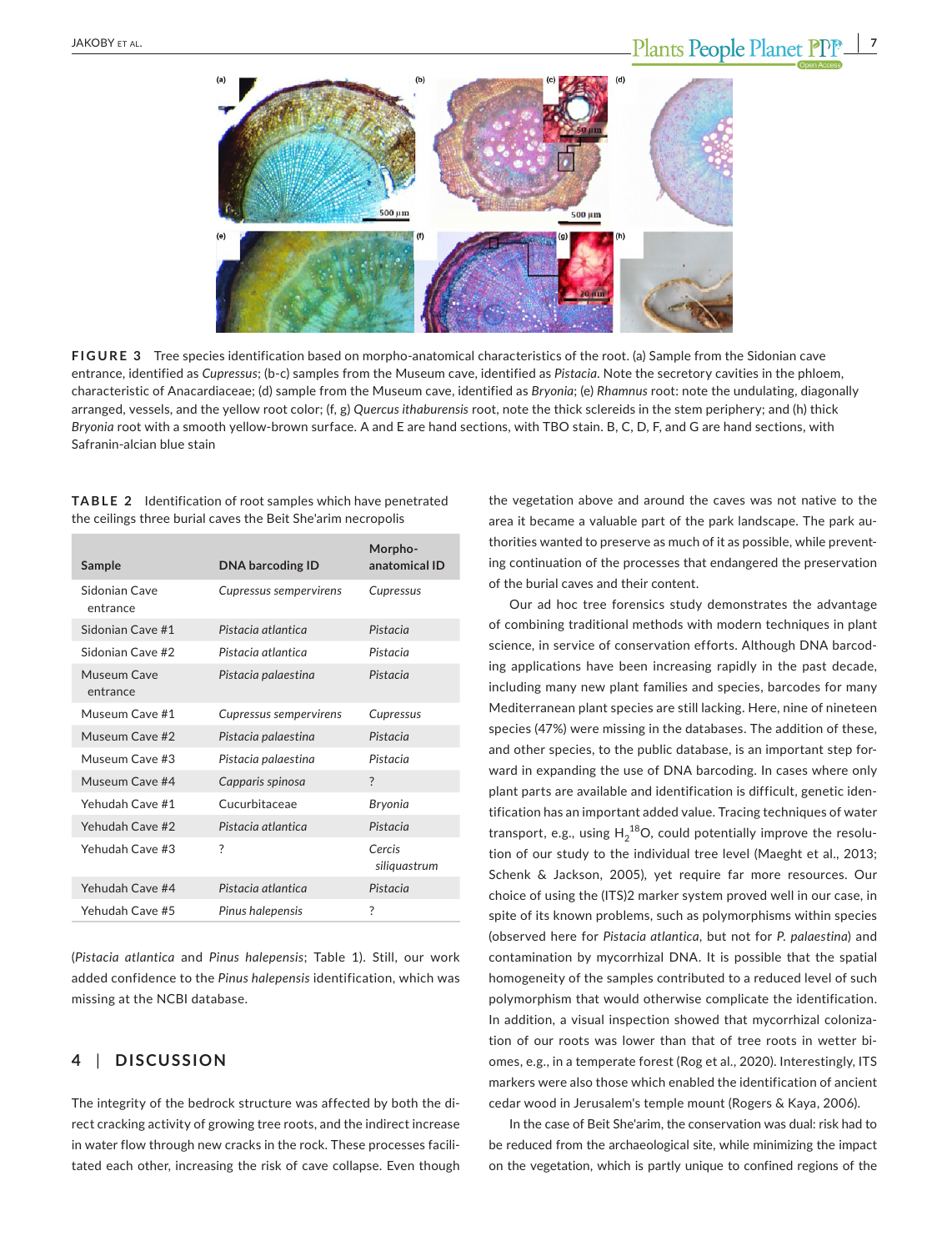**FIGURE 3** Tree species identification based on morpho-anatomical characteristics of the root. (a) Sample from the Sidonian cave entrance, identified as *Cupressus*; (b-c) samples from the Museum cave, identified as *Pistacia*. Note the secretory cavities in the phloem, characteristic of Anacardiaceae; (d) sample from the Museum cave, identified as *Bryonia*; (e) *Rhamnus* root: note the undulating, diagonally arranged, vessels, and the yellow root color; (f, g) *Quercus ithaburensis* root, note the thick sclereids in the stem periphery; and (h) thick *Bryonia* root with a smooth yellow-brown surface. A and E are hand sections, with TBO stain. B, C, D, F, and G are hand sections, with Safranin-alcian blue stain

**TABLE 2** Identification of root samples which have penetrated the ceilings three burial caves the Beit She'arim necropolis

| Sample | DNA barcoding ID | Morpho-anatomical ID |
|---|---|---|
| Sidonian Cave entrance | *Cupressus sempervirens* | *Cupressus* |
| Sidonian Cave #1 | *Pistacia atlantica* | *Pistacia* |
| Sidonian Cave #2 | *Pistacia atlantica* | *Pistacia* |
| Museum Cave entrance | *Pistacia palaestina* | *Pistacia* |
| Museum Cave #1 | *Cupressus sempervirens* | *Cupressus* |
| Museum Cave #2 | *Pistacia palaestina* | *Pistacia* |
| Museum Cave #3 | *Pistacia palaestina* | *Pistacia* |
| Museum Cave #4 | *Capparis spinosa* | ? |
| Yehudah Cave #1 | Cucurbitaceae | *Bryonia* |
| Yehudah Cave #2 | *Pistacia atlantica* | *Pistacia* |
| Yehudah Cave #3 | ? | *Cercis siliquastrum* |
| Yehudah Cave #4 | *Pistacia atlantica* | *Pistacia* |
| Yehudah Cave #5 | *Pinus halepensis* | ? |

(*Pistacia atlantica* and *Pinus halepensis*; Table 1). Still, our work added confidence to the *Pinus halepensis* identification, which was missing at the NCBI database.

## 4 | DISCUSSION

The integrity of the bedrock structure was affected by both the direct cracking activity of growing tree roots, and the indirect increase in water flow through new cracks in the rock. These processes facilitated each other, increasing the risk of cave collapse. Even though the vegetation above and around the caves was not native to the area it became a valuable part of the park landscape. The park authorities wanted to preserve as much of it as possible, while preventing continuation of the processes that endangered the preservation of the burial caves and their content.

Our ad hoc tree forensics study demonstrates the advantage of combining traditional methods with modern techniques in plant science, in service of conservation efforts. Although DNA barcoding applications have been increasing rapidly in the past decade, including many new plant families and species, barcodes for many Mediterranean plant species are still lacking. Here, nine of nineteen species (47%) were missing in the databases. The addition of these, and other species, to the public database, is an important step forward in expanding the use of DNA barcoding. In cases where only plant parts are available and identification is difficult, genetic identification has an important added value. Tracing techniques of water transport, e.g., using $H_2^{18}O$, could potentially improve the resolution of our study to the individual tree level (Maeght et al., 2013; Schenk & Jackson, 2005), yet require far more resources. Our choice of using the (ITS)2 marker system proved well in our case, in spite of its known problems, such as polymorphisms within species (observed here for *Pistacia atlantica*, but not for *P. palaestina*) and contamination by mycorrhizal DNA. It is possible that the spatial homogeneity of the samples contributed to a reduced level of such polymorphism that would otherwise complicate the identification. In addition, a visual inspection showed that mycorrhizal colonization of our roots was lower than that of tree roots in wetter biomes, e.g., in a temperate forest (Rog et al., 2020). Interestingly, ITS markers were also those which enabled the identification of ancient cedar wood in Jerusalem's temple mount (Rogers & Kaya, 2006).

In the case of Beit She'arim, the conservation was dual: risk had to be reduced from the archaeological site, while minimizing the impact on the vegetation, which is partly unique to confined regions of the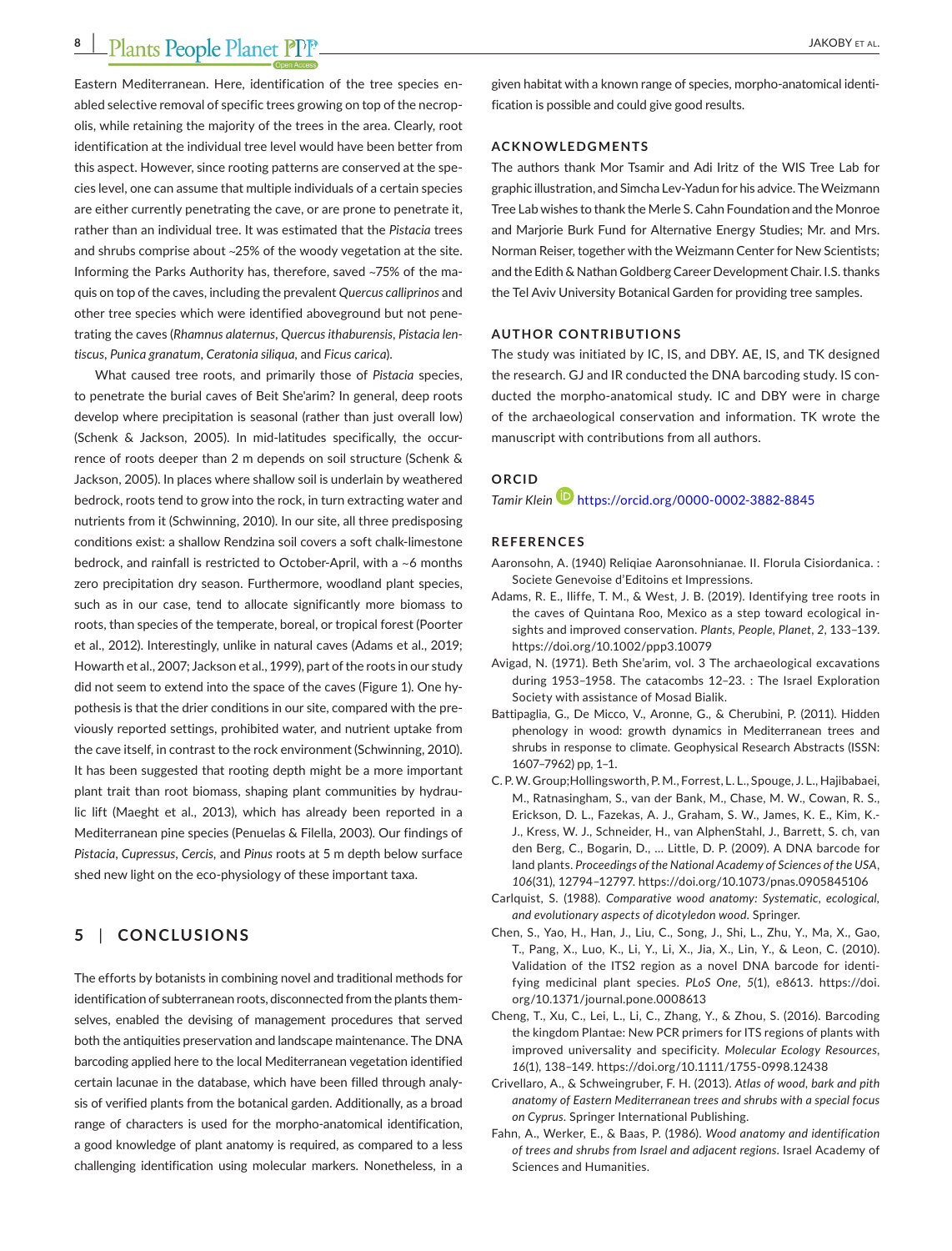Eastern Mediterranean. Here, identification of the tree species enabled selective removal of specific trees growing on top of the necropolis, while retaining the majority of the trees in the area. Clearly, root identification at the individual tree level would have been better from this aspect. However, since rooting patterns are conserved at the species level, one can assume that multiple individuals of a certain species are either currently penetrating the cave, or are prone to penetrate it, rather than an individual tree. It was estimated that the *Pistacia* trees and shrubs comprise about ~25% of the woody vegetation at the site. Informing the Parks Authority has, therefore, saved ~75% of the maquis on top of the caves, including the prevalent *Quercus calliprinos* and other tree species which were identified aboveground but not penetrating the caves (*Rhamnus alaternus*, *Quercus ithaburensis*, *Pistacia lentiscus*, *Punica granatum*, *Ceratonia siliqua*, and *Ficus carica*).

What caused tree roots, and primarily those of *Pistacia* species, to penetrate the burial caves of Beit She'arim? In general, deep roots develop where precipitation is seasonal (rather than just overall low) (Schenk & Jackson, 2005). In mid-latitudes specifically, the occurrence of roots deeper than 2 m depends on soil structure (Schenk & Jackson, 2005). In places where shallow soil is underlain by weathered bedrock, roots tend to grow into the rock, in turn extracting water and nutrients from it (Schwinning, 2010). In our site, all three predisposing conditions exist: a shallow Rendzina soil covers a soft chalk-limestone bedrock, and rainfall is restricted to October-April, with a ~6 months zero precipitation dry season. Furthermore, woodland plant species, such as in our case, tend to allocate significantly more biomass to roots, than species of the temperate, boreal, or tropical forest (Poorter et al., 2012). Interestingly, unlike in natural caves (Adams et al., 2019; Howarth et al., 2007; Jackson et al., 1999), part of the roots in our study did not seem to extend into the space of the caves (Figure 1). One hypothesis is that the drier conditions in our site, compared with the previously reported settings, prohibited water, and nutrient uptake from the cave itself, in contrast to the rock environment (Schwinning, 2010). It has been suggested that rooting depth might be a more important plant trait than root biomass, shaping plant communities by hydraulic lift (Maeght et al., 2013), which has already been reported in a Mediterranean pine species (Penuelas & Filella, 2003). Our findings of *Pistacia*, *Cupressus*, *Cercis*, and *Pinus* roots at 5 m depth below surface shed new light on the eco-physiology of these important taxa.

## 5 | CONCLUSIONS

The efforts by botanists in combining novel and traditional methods for identification of subterranean roots, disconnected from the plants themselves, enabled the devising of management procedures that served both the antiquities preservation and landscape maintenance. The DNA barcoding applied here to the local Mediterranean vegetation identified certain lacunae in the database, which have been filled through analysis of verified plants from the botanical garden. Additionally, as a broad range of characters is used for the morpho-anatomical identification, a good knowledge of plant anatomy is required, as compared to a less challenging identification using molecular markers. Nonetheless, in a given habitat with a known range of species, morpho-anatomical identification is possible and could give good results.

### ACKNOWLEDGMENTS

The authors thank Mor Tsamir and Adi Iritz of the WIS Tree Lab for graphic illustration, and Simcha Lev-Yadun for his advice. The Weizmann Tree Lab wishes to thank the Merle S. Cahn Foundation and the Monroe and Marjorie Burk Fund for Alternative Energy Studies; Mr. and Mrs. Norman Reiser, together with the Weizmann Center for New Scientists; and the Edith & Nathan Goldberg Career Development Chair. I.S. thanks the Tel Aviv University Botanical Garden for providing tree samples.

### AUTHOR CONTRIBUTIONS

The study was initiated by IC, IS, and DBY. AE, IS, and TK designed the research. GJ and IR conducted the DNA barcoding study. IS conducted the morpho-anatomical study. IC and DBY were in charge of the archaeological conservation and information. TK wrote the manuscript with contributions from all authors.

### ORCID

*Tamir Klein* https://orcid.org/0000-0002-3882-8845

### REFERENCES

Aaronsohn, A. (1940) Reliqiae Aaronsohnianae. II. Florula Cisiordanica. : Societe Genevoise d'Editoins et Impressions.

Adams, R. E., Iliffe, T. M., & West, J. B. (2019). Identifying tree roots in the caves of Quintana Roo, Mexico as a step toward ecological insights and improved conservation. *Plants, People, Planet*, *2*, 133–139. https://doi.org/10.1002/ppp3.10079

Avigad, N. (1971). Beth She'arim, vol. 3 The archaeological excavations during 1953–1958. The catacombs 12–23. : The Israel Exploration Society with assistance of Mosad Bialik.

Battipaglia, G., De Micco, V., Aronne, G., & Cherubini, P. (2011). Hidden phenology in wood: growth dynamics in Mediterranean trees and shrubs in response to climate. Geophysical Research Abstracts (ISSN: 1607–7962) pp, 1–1.

C. P. W. Group;Hollingsworth, P. M., Forrest, L. L., Spouge, J. L., Hajibabaei, M., Ratnasingham, S., van der Bank, M., Chase, M. W., Cowan, R. S., Erickson, D. L., Fazekas, A. J., Graham, S. W., James, K. E., Kim, K.-J., Kress, W. J., Schneider, H., van AlphenStahl, J., Barrett, S. ch, van den Berg, C., Bogarin, D., … Little, D. P. (2009). A DNA barcode for land plants. *Proceedings of the National Academy of Sciences of the USA*, *106*(31), 12794–12797. https://doi.org/10.1073/pnas.0905845106

Carlquist, S. (1988). *Comparative wood anatomy: Systematic, ecological, and evolutionary aspects of dicotyledon wood*. Springer.

Chen, S., Yao, H., Han, J., Liu, C., Song, J., Shi, L., Zhu, Y., Ma, X., Gao, T., Pang, X., Luo, K., Li, Y., Li, X., Jia, X., Lin, Y., & Leon, C. (2010). Validation of the ITS2 region as a novel DNA barcode for identifying medicinal plant species. *PLoS One*, *5*(1), e8613. https://doi.org/10.1371/journal.pone.0008613

Cheng, T., Xu, C., Lei, L., Li, C., Zhang, Y., & Zhou, S. (2016). Barcoding the kingdom Plantae: New PCR primers for ITS regions of plants with improved universality and specificity. *Molecular Ecology Resources*, *16*(1), 138–149. https://doi.org/10.1111/1755-0998.12438

Crivellaro, A., & Schweingruber, F. H. (2013). *Atlas of wood, bark and pith anatomy of Eastern Mediterranean trees and shrubs with a special focus on Cyprus*. Springer International Publishing.

Fahn, A., Werker, E., & Baas, P. (1986). *Wood anatomy and identification of trees and shrubs from Israel and adjacent regions*. Israel Academy of Sciences and Humanities.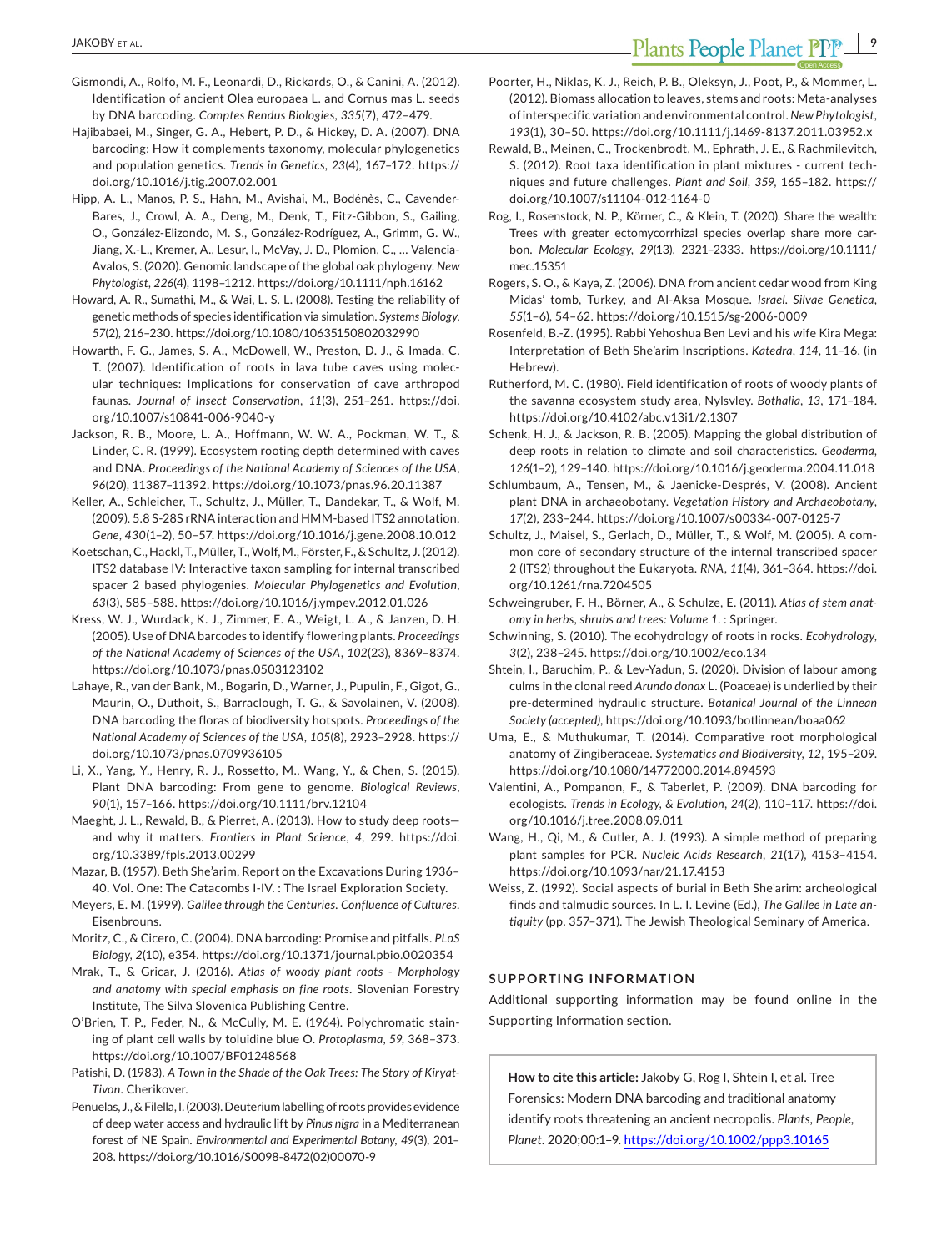Gismondi, A., Rolfo, M. F., Leonardi, D., Rickards, O., & Canini, A. (2012). Identification of ancient Olea europaea L. and Cornus mas L. seeds by DNA barcoding. *Comptes Rendus Biologies*, *335*(7), 472–479.

Hajibabaei, M., Singer, G. A., Hebert, P. D., & Hickey, D. A. (2007). DNA barcoding: How it complements taxonomy, molecular phylogenetics and population genetics. *Trends in Genetics*, *23*(4), 167–172. https://doi.org/10.1016/j.tig.2007.02.001

Hipp, A. L., Manos, P. S., Hahn, M., Avishai, M., Bodénès, C., Cavender-Bares, J., Crowl, A. A., Deng, M., Denk, T., Fitz-Gibbon, S., Gailing, O., González-Elizondo, M. S., González-Rodríguez, A., Grimm, G. W., Jiang, X.-L., Kremer, A., Lesur, I., McVay, J. D., Plomion, C., … Valencia-Avalos, S. (2020). Genomic landscape of the global oak phylogeny. *New Phytologist*, *226*(4), 1198–1212. https://doi.org/10.1111/nph.16162

Howard, A. R., Sumathi, M., & Wai, L. S. L. (2008). Testing the reliability of genetic methods of species identification via simulation. *Systems Biology*, *57*(2), 216–230. https://doi.org/10.1080/10635150802032990

Howarth, F. G., James, S. A., McDowell, W., Preston, D. J., & Imada, C. T. (2007). Identification of roots in lava tube caves using molecular techniques: Implications for conservation of cave arthropod faunas. *Journal of Insect Conservation*, *11*(3), 251–261. https://doi.org/10.1007/s10841-006-9040-y

Jackson, R. B., Moore, L. A., Hoffmann, W. W. A., Pockman, W. T., & Linder, C. R. (1999). Ecosystem rooting depth determined with caves and DNA. *Proceedings of the National Academy of Sciences of the USA*, *96*(20), 11387–11392. https://doi.org/10.1073/pnas.96.20.11387

Keller, A., Schleicher, T., Schultz, J., Müller, T., Dandekar, T., & Wolf, M. (2009). 5.8 S-28S rRNA interaction and HMM-based ITS2 annotation. *Gene*, *430*(1–2), 50–57. https://doi.org/10.1016/j.gene.2008.10.012

Koetschan, C., Hackl, T., Müller, T., Wolf, M., Förster, F., & Schultz, J. (2012). ITS2 database IV: Interactive taxon sampling for internal transcribed spacer 2 based phylogenies. *Molecular Phylogenetics and Evolution*, *63*(3), 585–588. https://doi.org/10.1016/j.ympev.2012.01.026

Kress, W. J., Wurdack, K. J., Zimmer, E. A., Weigt, L. A., & Janzen, D. H. (2005). Use of DNA barcodes to identify flowering plants. *Proceedings of the National Academy of Sciences of the USA*, *102*(23), 8369–8374. https://doi.org/10.1073/pnas.0503123102

Lahaye, R., van der Bank, M., Bogarin, D., Warner, J., Pupulin, F., Gigot, G., Maurin, O., Duthoit, S., Barraclough, T. G., & Savolainen, V. (2008). DNA barcoding the floras of biodiversity hotspots. *Proceedings of the National Academy of Sciences of the USA*, *105*(8), 2923–2928. https://doi.org/10.1073/pnas.0709936105

Li, X., Yang, Y., Henry, R. J., Rossetto, M., Wang, Y., & Chen, S. (2015). Plant DNA barcoding: From gene to genome. *Biological Reviews*, *90*(1), 157–166. https://doi.org/10.1111/brv.12104

Maeght, J. L., Rewald, B., & Pierret, A. (2013). How to study deep roots—and why it matters. *Frontiers in Plant Science*, *4*, 299. https://doi.org/10.3389/fpls.2013.00299

Mazar, B. (1957). Beth She'arim, Report on the Excavations During 1936–40. Vol. One: The Catacombs I-IV. : The Israel Exploration Society.

Meyers, E. M. (1999). *Galilee through the Centuries. Confluence of Cultures*. Eisenbrouns.

Moritz, C., & Cicero, C. (2004). DNA barcoding: Promise and pitfalls. *PLoS Biology*, *2*(10), e354. https://doi.org/10.1371/journal.pbio.0020354

Mrak, T., & Gricar, J. (2016). *Atlas of woody plant roots - Morphology and anatomy with special emphasis on fine roots*. Slovenian Forestry Institute, The Silva Slovenica Publishing Centre.

O'Brien, T. P., Feder, N., & McCully, M. E. (1964). Polychromatic staining of plant cell walls by toluidine blue O. *Protoplasma*, *59*, 368–373. https://doi.org/10.1007/BF01248568

Patishi, D. (1983). *A Town in the Shade of the Oak Trees: The Story of Kiryat-Tivon*. Cherikover.

Penuelas, J., & Filella, I. (2003). Deuterium labelling of roots provides evidence of deep water access and hydraulic lift by *Pinus nigra* in a Mediterranean forest of NE Spain. *Environmental and Experimental Botany*, *49*(3), 201–208. https://doi.org/10.1016/S0098-8472(02)00070-9

Poorter, H., Niklas, K. J., Reich, P. B., Oleksyn, J., Poot, P., & Mommer, L. (2012). Biomass allocation to leaves, stems and roots: Meta-analyses of interspecific variation and environmental control. *New Phytologist*, *193*(1), 30–50. https://doi.org/10.1111/j.1469-8137.2011.03952.x

Rewald, B., Meinen, C., Trockenbrodt, M., Ephrath, J. E., & Rachmilevitch, S. (2012). Root taxa identification in plant mixtures - current techniques and future challenges. *Plant and Soil*, *359*, 165–182. https://doi.org/10.1007/s11104-012-1164-0

Rog, I., Rosenstock, N. P., Körner, C., & Klein, T. (2020). Share the wealth: Trees with greater ectomycorrhizal species overlap share more carbon. *Molecular Ecology*, *29*(13), 2321–2333. https://doi.org/10.1111/mec.15351

Rogers, S. O., & Kaya, Z. (2006). DNA from ancient cedar wood from King Midas' tomb, Turkey, and Al-Aksa Mosque. *Israel. Silvae Genetica*, *55*(1–6), 54–62. https://doi.org/10.1515/sg-2006-0009

Rosenfeld, B.-Z. (1995). Rabbi Yehoshua Ben Levi and his wife Kira Mega: Interpretation of Beth She'arim Inscriptions. *Katedra*, *114*, 11–16. (in Hebrew).

Rutherford, M. C. (1980). Field identification of roots of woody plants of the savanna ecosystem study area, Nylsvley. *Bothalia*, *13*, 171–184. https://doi.org/10.4102/abc.v13i1/2.1307

Schenk, H. J., & Jackson, R. B. (2005). Mapping the global distribution of deep roots in relation to climate and soil characteristics. *Geoderma*, *126*(1–2), 129–140. https://doi.org/10.1016/j.geoderma.2004.11.018

Schlumbaum, A., Tensen, M., & Jaenicke-Després, V. (2008). Ancient plant DNA in archaeobotany. *Vegetation History and Archaeobotany*, *17*(2), 233–244. https://doi.org/10.1007/s00334-007-0125-7

Schultz, J., Maisel, S., Gerlach, D., Müller, T., & Wolf, M. (2005). A common core of secondary structure of the internal transcribed spacer 2 (ITS2) throughout the Eukaryota. *RNA*, *11*(4), 361–364. https://doi.org/10.1261/rna.7204505

Schweingruber, F. H., Börner, A., & Schulze, E. (2011). *Atlas of stem anatomy in herbs, shrubs and trees: Volume 1*. : Springer.

Schwinning, S. (2010). The ecohydrology of roots in rocks. *Ecohydrology*, *3*(2), 238–245. https://doi.org/10.1002/eco.134

Shtein, I., Baruchim, P., & Lev-Yadun, S. (2020). Division of labour among culms in the clonal reed *Arundo donax* L. (Poaceae) is underlied by their pre-determined hydraulic structure. *Botanical Journal of the Linnean Society (accepted)*, https://doi.org/10.1093/botlinnean/boaa062

Uma, E., & Muthukumar, T. (2014). Comparative root morphological anatomy of Zingiberaceae. *Systematics and Biodiversity*, *12*, 195–209. https://doi.org/10.1080/14772000.2014.894593

Valentini, A., Pompanon, F., & Taberlet, P. (2009). DNA barcoding for ecologists. *Trends in Ecology, & Evolution*, *24*(2), 110–117. https://doi.org/10.1016/j.tree.2008.09.011

Wang, H., Qi, M., & Cutler, A. J. (1993). A simple method of preparing plant samples for PCR. *Nucleic Acids Research*, *21*(17), 4153–4154. https://doi.org/10.1093/nar/21.17.4153

Weiss, Z. (1992). Social aspects of burial in Beth She'arim: archeological finds and talmudic sources. In L. I. Levine (Ed.), *The Galilee in Late antiquity* (pp. 357–371). The Jewish Theological Seminary of America.

## SUPPORTING INFORMATION

Additional supporting information may be found online in the Supporting Information section.

**How to cite this article:** Jakoby G, Rog I, Shtein I, et al. Tree Forensics: Modern DNA barcoding and traditional anatomy identify roots threatening an ancient necropolis. *Plants, People, Planet*. 2020;00:1–9. https://doi.org/10.1002/ppp3.10165